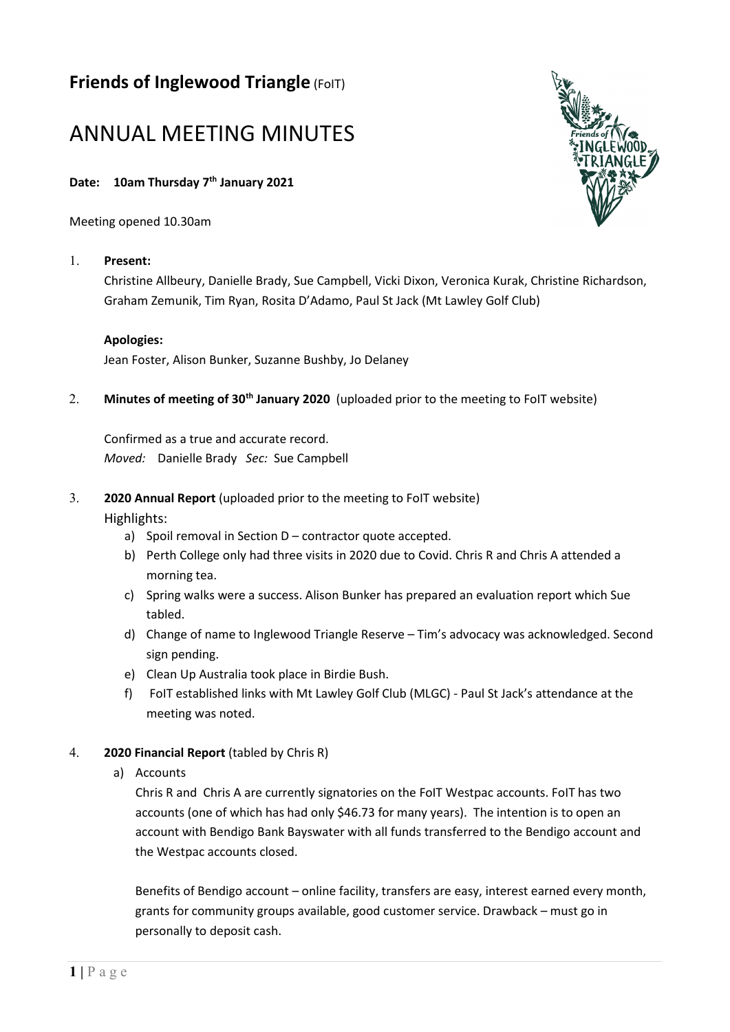## **Friends of Inglewood Triangle** (FoIT)

# ANNUAL MEETING MINUTES

**Date: 10am Thursday 7th January 2021**

Meeting opened 10.30am

1. **Present:**

   Christine Allbeury, Danielle Brady, Sue Campbell, Vicki Dixon, Veronica Kurak, Christine Richardson, Graham Zemunik, Tim Ryan, Rosita D'Adamo, Paul St Jack (Mt Lawley Golf Club)

   **Apologies:**

   Jean Foster, Alison Bunker, Suzanne Bushby, Jo Delaney

2. **Minutes of meeting of 30th January 2020** (uploaded prior to the meeting to FoIT website)

   Confirmed as a true and accurate record.
   *Moved:* Danielle Brady *Sec:* Sue Campbell

3. **2020 Annual Report** (uploaded prior to the meeting to FoIT website)

   Highlights:

   a) Spoil removal in Section D – contractor quote accepted.
   b) Perth College only had three visits in 2020 due to Covid. Chris R and Chris A attended a morning tea.
   c) Spring walks were a success. Alison Bunker has prepared an evaluation report which Sue tabled.
   d) Change of name to Inglewood Triangle Reserve – Tim's advocacy was acknowledged. Second sign pending.
   e) Clean Up Australia took place in Birdie Bush.
   f) FoIT established links with Mt Lawley Golf Club (MLGC) - Paul St Jack's attendance at the meeting was noted.

4. **2020 Financial Report** (tabled by Chris R)

   a) Accounts

   Chris R and Chris A are currently signatories on the FoIT Westpac accounts. FoIT has two accounts (one of which has had only $46.73 for many years). The intention is to open an account with Bendigo Bank Bayswater with all funds transferred to the Bendigo account and the Westpac accounts closed.

   Benefits of Bendigo account – online facility, transfers are easy, interest earned every month, grants for community groups available, good customer service. Drawback – must go in personally to deposit cash.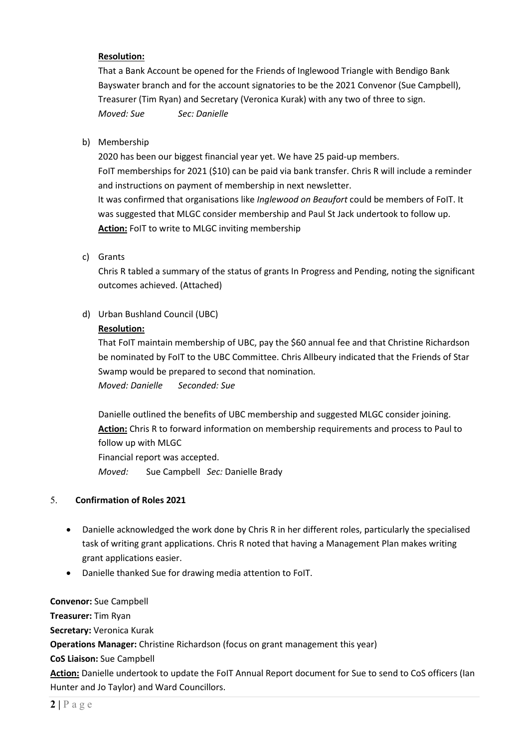**Resolution:**

That a Bank Account be opened for the Friends of Inglewood Triangle with Bendigo Bank Bayswater branch and for the account signatories to be the 2021 Convenor (Sue Campbell), Treasurer (Tim Ryan) and Secretary (Veronica Kurak) with any two of three to sign.
*Moved: Sue* *Sec: Danielle*

b) Membership

2020 has been our biggest financial year yet. We have 25 paid-up members.
FoIT memberships for 2021 ($10) can be paid via bank transfer. Chris R will include a reminder and instructions on payment of membership in next newsletter.
It was confirmed that organisations like *Inglewood on Beaufort* could be members of FoIT. It was suggested that MLGC consider membership and Paul St Jack undertook to follow up.
**Action:** FoIT to write to MLGC inviting membership

c) Grants

Chris R tabled a summary of the status of grants In Progress and Pending, noting the significant outcomes achieved. (Attached)

d) Urban Bushland Council (UBC)

**Resolution:**

That FoIT maintain membership of UBC, pay the $60 annual fee and that Christine Richardson be nominated by FoIT to the UBC Committee. Chris Allbeury indicated that the Friends of Star Swamp would be prepared to second that nomination.
*Moved: Danielle* *Seconded: Sue*

Danielle outlined the benefits of UBC membership and suggested MLGC consider joining.
**Action:** Chris R to forward information on membership requirements and process to Paul to follow up with MLGC
Financial report was accepted.
*Moved:* Sue Campbell *Sec:* Danielle Brady

5. **Confirmation of Roles 2021**

- Danielle acknowledged the work done by Chris R in her different roles, particularly the specialised task of writing grant applications. Chris R noted that having a Management Plan makes writing grant applications easier.
- Danielle thanked Sue for drawing media attention to FoIT.

**Convenor:** Sue Campbell
**Treasurer:** Tim Ryan
**Secretary:** Veronica Kurak
**Operations Manager:** Christine Richardson (focus on grant management this year)
**CoS Liaison:** Sue Campbell
**Action:** Danielle undertook to update the FoIT Annual Report document for Sue to send to CoS officers (Ian Hunter and Jo Taylor) and Ward Councillors.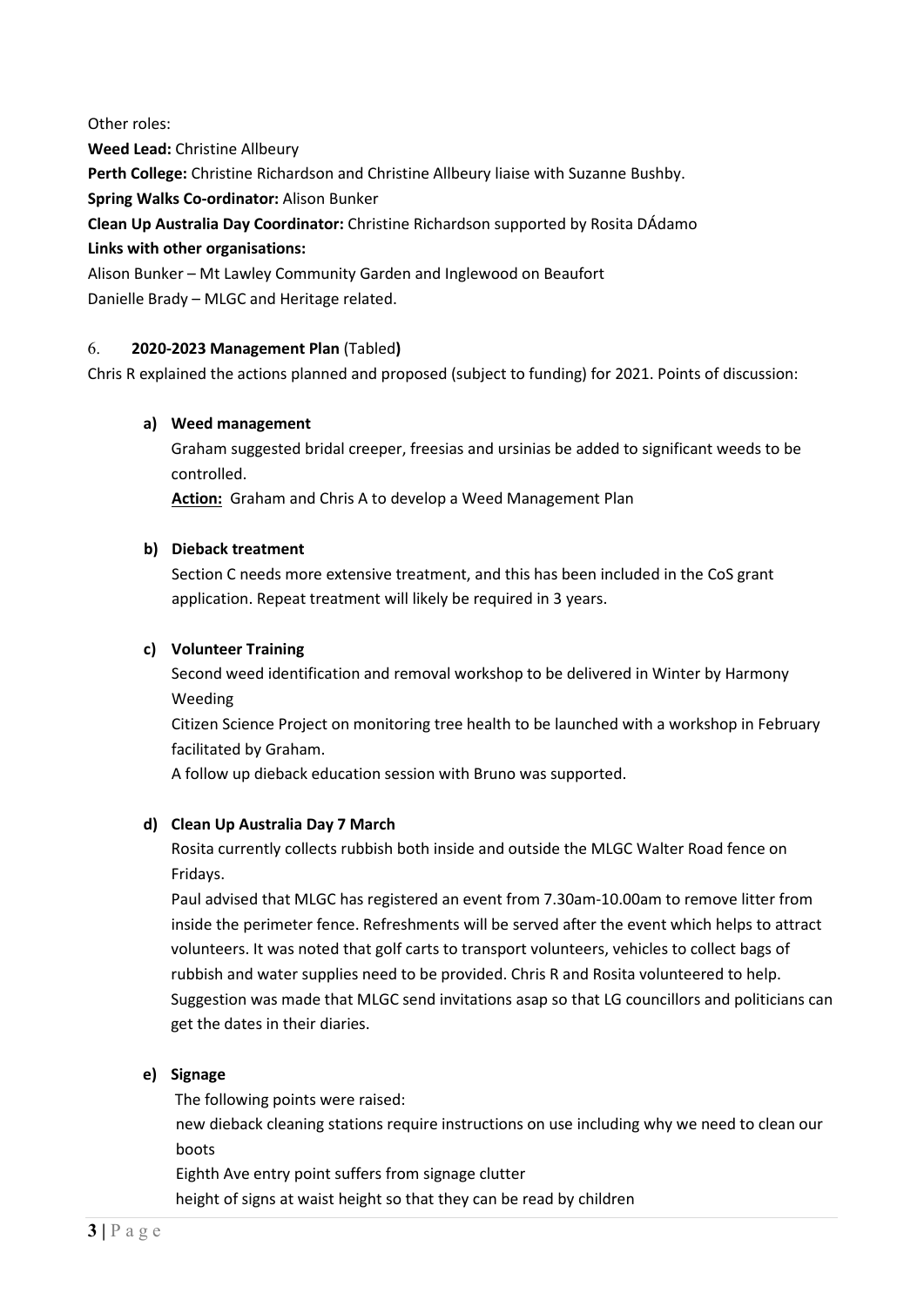Other roles:

**Weed Lead:** Christine Allbeury

**Perth College:** Christine Richardson and Christine Allbeury liaise with Suzanne Bushby.

**Spring Walks Co-ordinator:** Alison Bunker

**Clean Up Australia Day Coordinator:** Christine Richardson supported by Rosita DÁdamo

**Links with other organisations:**

Alison Bunker – Mt Lawley Community Garden and Inglewood on Beaufort

Danielle Brady – MLGC and Heritage related.

## 6. **2020-2023 Management Plan** (Tabled**)**

Chris R explained the actions planned and proposed (subject to funding) for 2021. Points of discussion:

### a) Weed management

Graham suggested bridal creeper, freesias and ursinias be added to significant weeds to be controlled.

**Action:** Graham and Chris A to develop a Weed Management Plan

### b) Dieback treatment

Section C needs more extensive treatment, and this has been included in the CoS grant application. Repeat treatment will likely be required in 3 years.

### c) Volunteer Training

Second weed identification and removal workshop to be delivered in Winter by Harmony Weeding

Citizen Science Project on monitoring tree health to be launched with a workshop in February facilitated by Graham.

A follow up dieback education session with Bruno was supported.

### d) Clean Up Australia Day 7 March

Rosita currently collects rubbish both inside and outside the MLGC Walter Road fence on Fridays.

Paul advised that MLGC has registered an event from 7.30am-10.00am to remove litter from inside the perimeter fence. Refreshments will be served after the event which helps to attract volunteers. It was noted that golf carts to transport volunteers, vehicles to collect bags of rubbish and water supplies need to be provided. Chris R and Rosita volunteered to help. Suggestion was made that MLGC send invitations asap so that LG councillors and politicians can get the dates in their diaries.

### e) Signage

The following points were raised:

new dieback cleaning stations require instructions on use including why we need to clean our boots

Eighth Ave entry point suffers from signage clutter

height of signs at waist height so that they can be read by children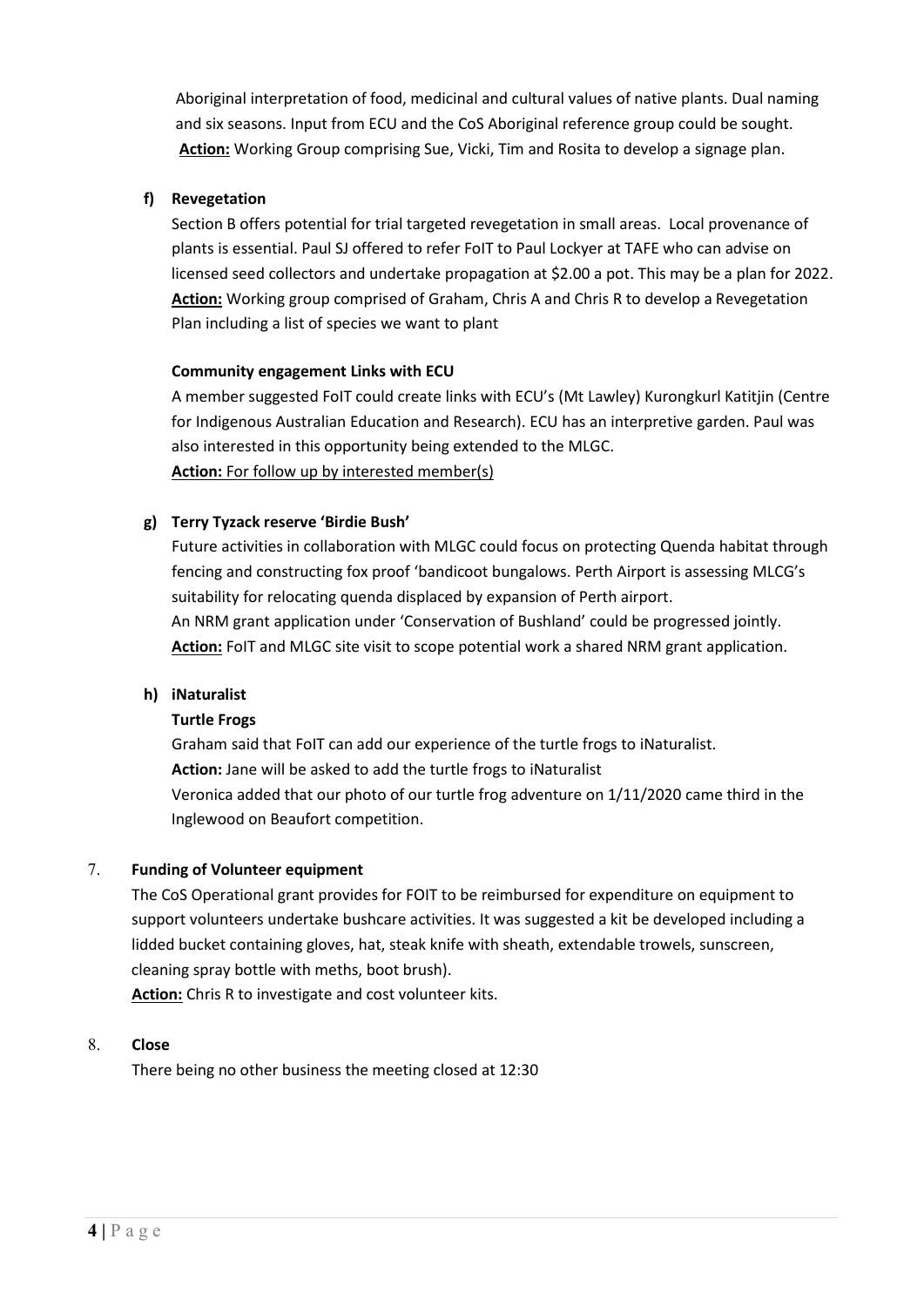Aboriginal interpretation of food, medicinal and cultural values of native plants. Dual naming and six seasons. Input from ECU and the CoS Aboriginal reference group could be sought.
**Action:** Working Group comprising Sue, Vicki, Tim and Rosita to develop a signage plan.

**f) Revegetation**

Section B offers potential for trial targeted revegetation in small areas. Local provenance of plants is essential. Paul SJ offered to refer FoIT to Paul Lockyer at TAFE who can advise on licensed seed collectors and undertake propagation at $2.00 a pot. This may be a plan for 2022.
**Action:** Working group comprised of Graham, Chris A and Chris R to develop a Revegetation Plan including a list of species we want to plant

**Community engagement Links with ECU**

A member suggested FoIT could create links with ECU's (Mt Lawley) Kurongkurl Katitjin (Centre for Indigenous Australian Education and Research). ECU has an interpretive garden. Paul was also interested in this opportunity being extended to the MLGC.
**Action:** For follow up by interested member(s)

**g) Terry Tyzack reserve 'Birdie Bush'**

Future activities in collaboration with MLGC could focus on protecting Quenda habitat through fencing and constructing fox proof 'bandicoot bungalows. Perth Airport is assessing MLCG's suitability for relocating quenda displaced by expansion of Perth airport.
An NRM grant application under 'Conservation of Bushland' could be progressed jointly.
**Action:** FoIT and MLGC site visit to scope potential work a shared NRM grant application.

**h) iNaturalist**

**Turtle Frogs**

Graham said that FoIT can add our experience of the turtle frogs to iNaturalist.
**Action:** Jane will be asked to add the turtle frogs to iNaturalist
Veronica added that our photo of our turtle frog adventure on 1/11/2020 came third in the Inglewood on Beaufort competition.

7. **Funding of Volunteer equipment**

The CoS Operational grant provides for FOIT to be reimbursed for expenditure on equipment to support volunteers undertake bushcare activities. It was suggested a kit be developed including a lidded bucket containing gloves, hat, steak knife with sheath, extendable trowels, sunscreen, cleaning spray bottle with meths, boot brush).
**Action:** Chris R to investigate and cost volunteer kits.

8. **Close**

There being no other business the meeting closed at 12:30